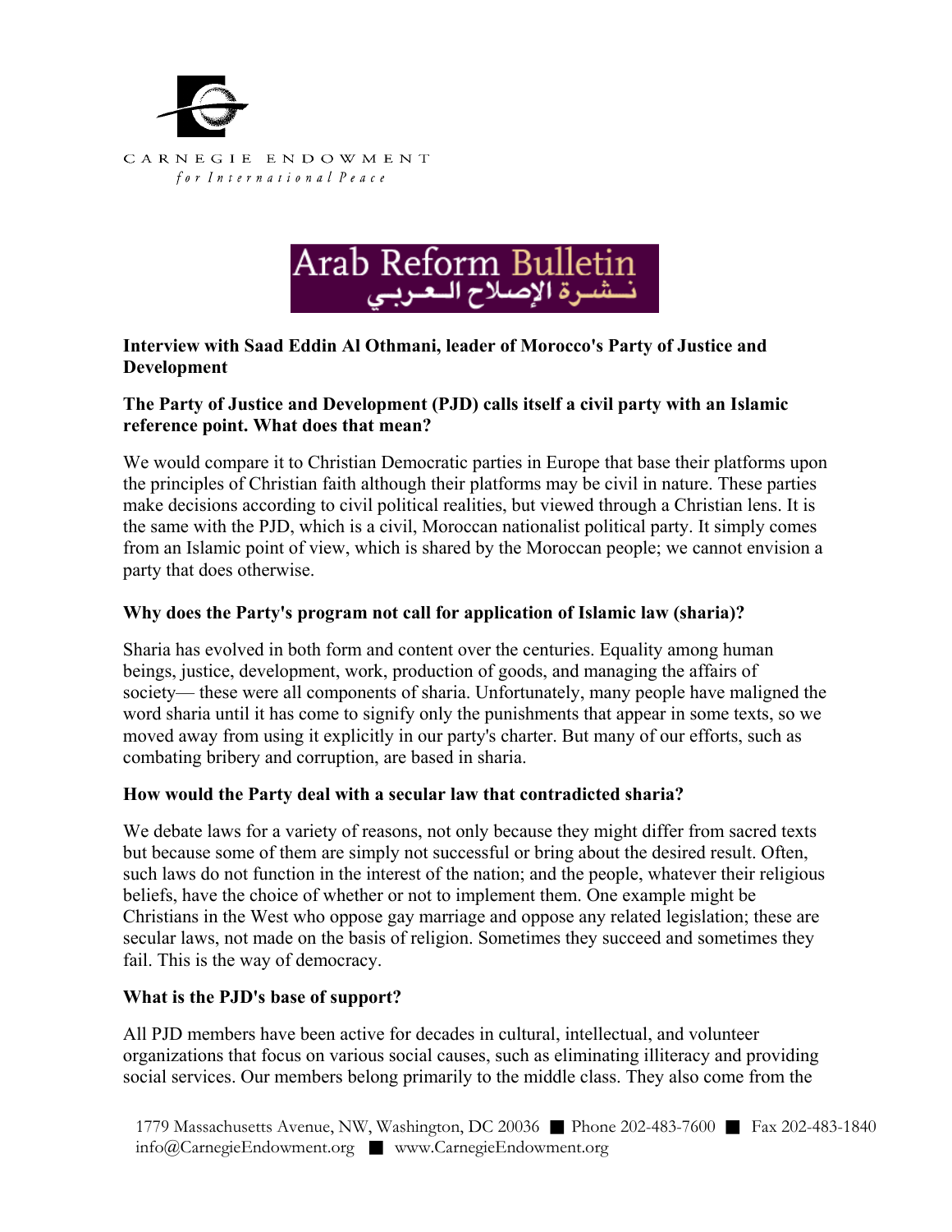CARNEGIE ENDOWMENT
*for International Peace*

Arab Reform Bulletin
نـشـرة الإصلاح الـعـربـي

**Interview with Saad Eddin Al Othmani, leader of Morocco's Party of Justice and Development**

**The Party of Justice and Development (PJD) calls itself a civil party with an Islamic reference point. What does that mean?**

We would compare it to Christian Democratic parties in Europe that base their platforms upon the principles of Christian faith although their platforms may be civil in nature. These parties make decisions according to civil political realities, but viewed through a Christian lens. It is the same with the PJD, which is a civil, Moroccan nationalist political party. It simply comes from an Islamic point of view, which is shared by the Moroccan people; we cannot envision a party that does otherwise.

**Why does the Party's program not call for application of Islamic law (sharia)?**

Sharia has evolved in both form and content over the centuries. Equality among human beings, justice, development, work, production of goods, and managing the affairs of society— these were all components of sharia. Unfortunately, many people have maligned the word sharia until it has come to signify only the punishments that appear in some texts, so we moved away from using it explicitly in our party's charter. But many of our efforts, such as combating bribery and corruption, are based in sharia.

**How would the Party deal with a secular law that contradicted sharia?**

We debate laws for a variety of reasons, not only because they might differ from sacred texts but because some of them are simply not successful or bring about the desired result. Often, such laws do not function in the interest of the nation; and the people, whatever their religious beliefs, have the choice of whether or not to implement them. One example might be Christians in the West who oppose gay marriage and oppose any related legislation; these are secular laws, not made on the basis of religion. Sometimes they succeed and sometimes they fail. This is the way of democracy.

**What is the PJD's base of support?**

All PJD members have been active for decades in cultural, intellectual, and volunteer organizations that focus on various social causes, such as eliminating illiteracy and providing social services. Our members belong primarily to the middle class. They also come from the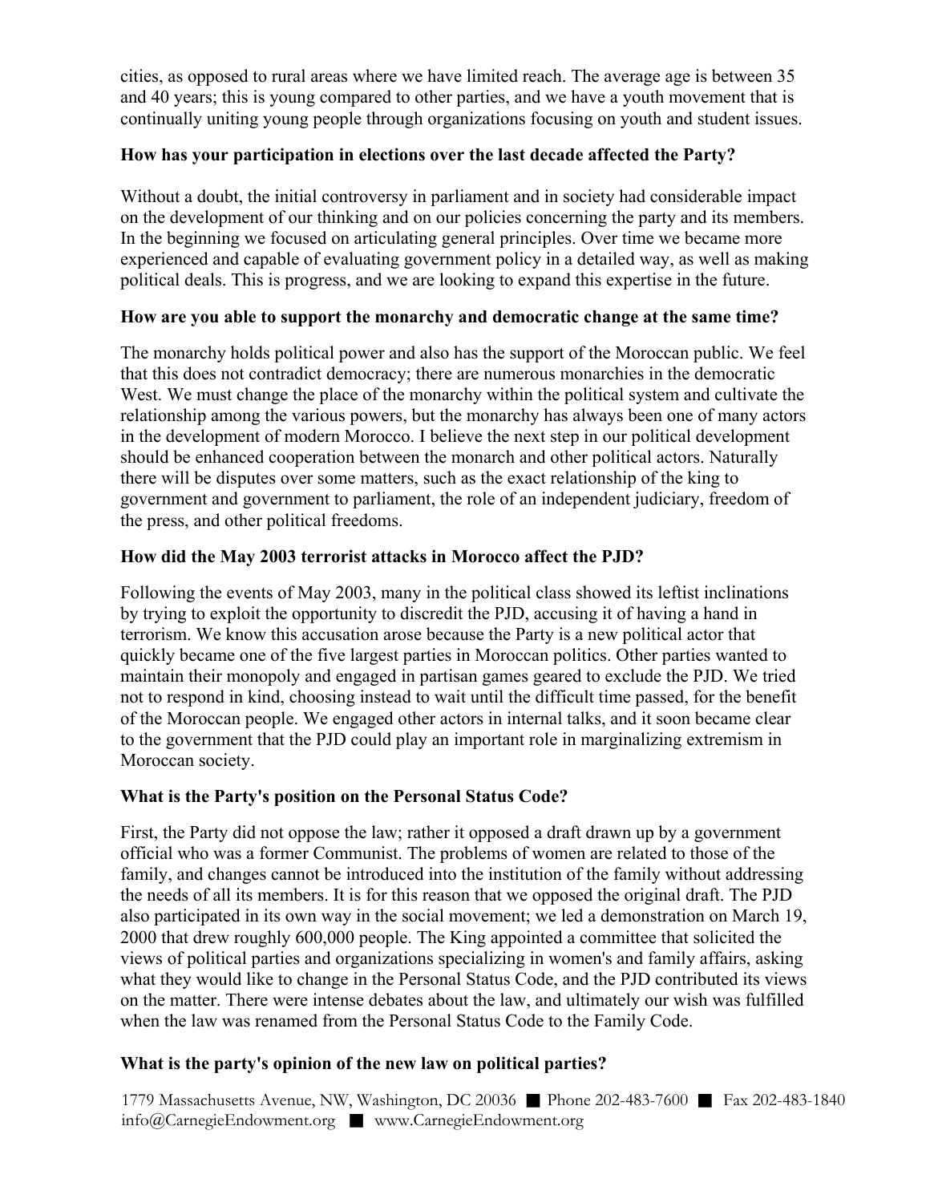cities, as opposed to rural areas where we have limited reach. The average age is between 35 and 40 years; this is young compared to other parties, and we have a youth movement that is continually uniting young people through organizations focusing on youth and student issues.

**How has your participation in elections over the last decade affected the Party?**

Without a doubt, the initial controversy in parliament and in society had considerable impact on the development of our thinking and on our policies concerning the party and its members. In the beginning we focused on articulating general principles. Over time we became more experienced and capable of evaluating government policy in a detailed way, as well as making political deals. This is progress, and we are looking to expand this expertise in the future.

**How are you able to support the monarchy and democratic change at the same time?**

The monarchy holds political power and also has the support of the Moroccan public. We feel that this does not contradict democracy; there are numerous monarchies in the democratic West. We must change the place of the monarchy within the political system and cultivate the relationship among the various powers, but the monarchy has always been one of many actors in the development of modern Morocco. I believe the next step in our political development should be enhanced cooperation between the monarch and other political actors. Naturally there will be disputes over some matters, such as the exact relationship of the king to government and government to parliament, the role of an independent judiciary, freedom of the press, and other political freedoms.

**How did the May 2003 terrorist attacks in Morocco affect the PJD?**

Following the events of May 2003, many in the political class showed its leftist inclinations by trying to exploit the opportunity to discredit the PJD, accusing it of having a hand in terrorism. We know this accusation arose because the Party is a new political actor that quickly became one of the five largest parties in Moroccan politics. Other parties wanted to maintain their monopoly and engaged in partisan games geared to exclude the PJD. We tried not to respond in kind, choosing instead to wait until the difficult time passed, for the benefit of the Moroccan people. We engaged other actors in internal talks, and it soon became clear to the government that the PJD could play an important role in marginalizing extremism in Moroccan society.

**What is the Party's position on the Personal Status Code?**

First, the Party did not oppose the law; rather it opposed a draft drawn up by a government official who was a former Communist. The problems of women are related to those of the family, and changes cannot be introduced into the institution of the family without addressing the needs of all its members. It is for this reason that we opposed the original draft. The PJD also participated in its own way in the social movement; we led a demonstration on March 19, 2000 that drew roughly 600,000 people. The King appointed a committee that solicited the views of political parties and organizations specializing in women's and family affairs, asking what they would like to change in the Personal Status Code, and the PJD contributed its views on the matter. There were intense debates about the law, and ultimately our wish was fulfilled when the law was renamed from the Personal Status Code to the Family Code.

**What is the party's opinion of the new law on political parties?**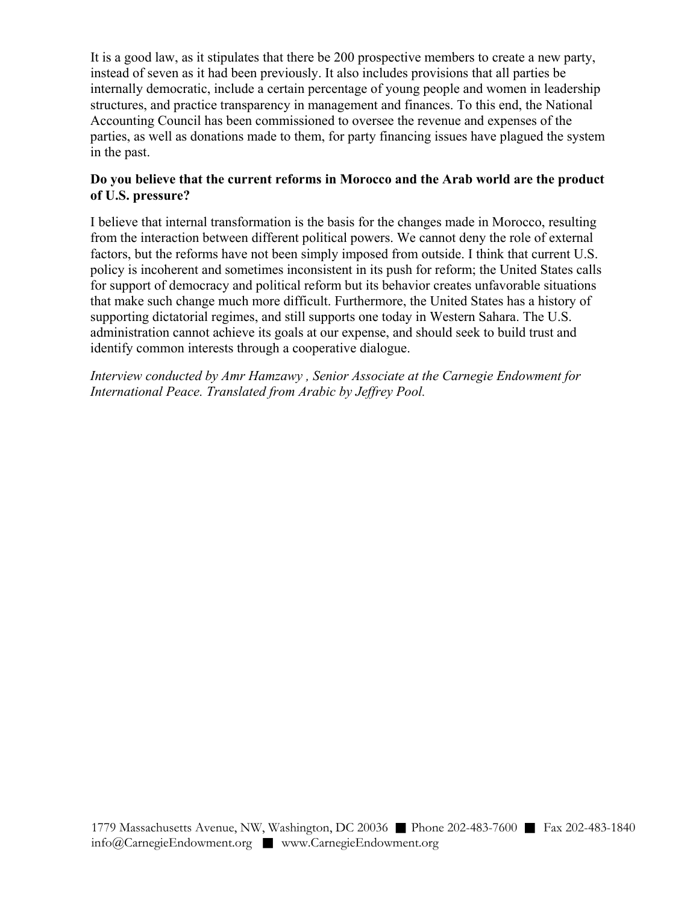It is a good law, as it stipulates that there be 200 prospective members to create a new party, instead of seven as it had been previously. It also includes provisions that all parties be internally democratic, include a certain percentage of young people and women in leadership structures, and practice transparency in management and finances. To this end, the National Accounting Council has been commissioned to oversee the revenue and expenses of the parties, as well as donations made to them, for party financing issues have plagued the system in the past.

**Do you believe that the current reforms in Morocco and the Arab world are the product of U.S. pressure?**

I believe that internal transformation is the basis for the changes made in Morocco, resulting from the interaction between different political powers. We cannot deny the role of external factors, but the reforms have not been simply imposed from outside. I think that current U.S. policy is incoherent and sometimes inconsistent in its push for reform; the United States calls for support of democracy and political reform but its behavior creates unfavorable situations that make such change much more difficult. Furthermore, the United States has a history of supporting dictatorial regimes, and still supports one today in Western Sahara. The U.S. administration cannot achieve its goals at our expense, and should seek to build trust and identify common interests through a cooperative dialogue.

*Interview conducted by Amr Hamzawy , Senior Associate at the Carnegie Endowment for International Peace. Translated from Arabic by Jeffrey Pool.*

1779 Massachusetts Avenue, NW, Washington, DC 20036 ■ Phone 202-483-7600 ■ Fax 202-483-1840
info@CarnegieEndowment.org ■ www.CarnegieEndowment.org